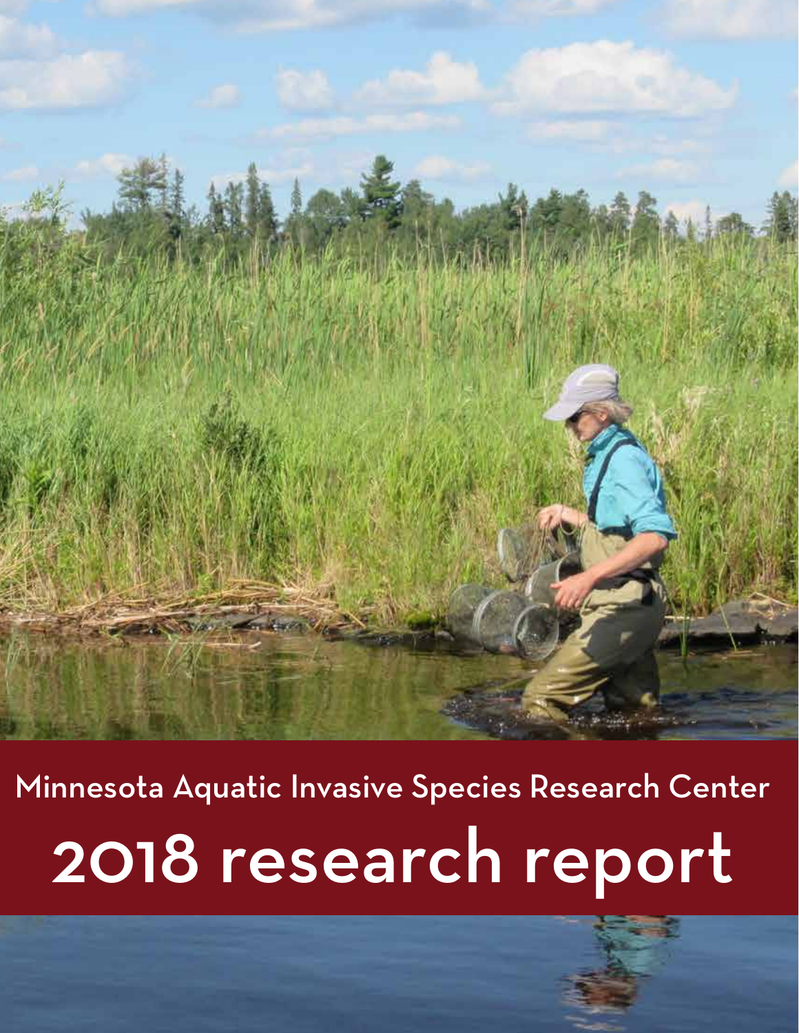Minnesota Aquatic Invasive Species Research Center

# 2018 research report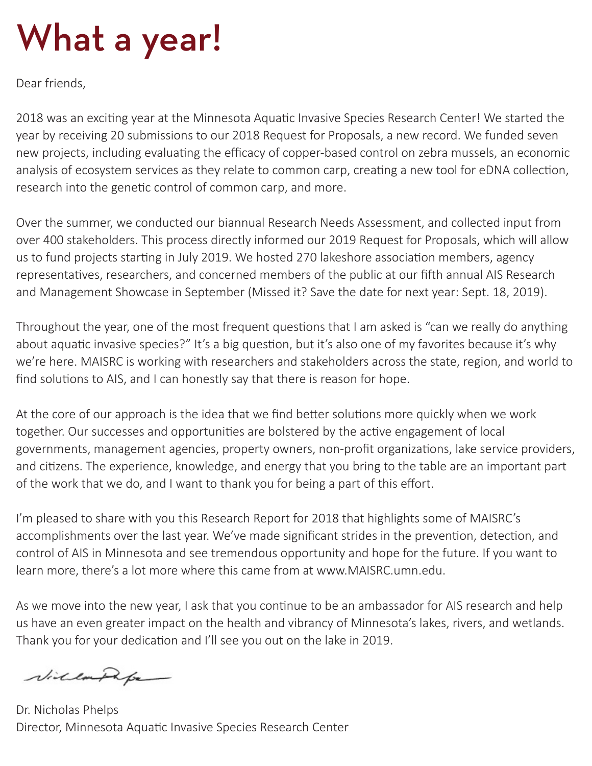# What a year!

Dear friends,

2018 was an exciting year at the Minnesota Aquatic Invasive Species Research Center! We started the year by receiving 20 submissions to our 2018 Request for Proposals, a new record. We funded seven new projects, including evaluating the efficacy of copper-based control on zebra mussels, an economic analysis of ecosystem services as they relate to common carp, creating a new tool for eDNA collection, research into the genetic control of common carp, and more.

Over the summer, we conducted our biannual Research Needs Assessment, and collected input from over 400 stakeholders. This process directly informed our 2019 Request for Proposals, which will allow us to fund projects starting in July 2019. We hosted 270 lakeshore association members, agency representatives, researchers, and concerned members of the public at our fifth annual AIS Research and Management Showcase in September (Missed it? Save the date for next year: Sept. 18, 2019).

Throughout the year, one of the most frequent questions that I am asked is "can we really do anything about aquatic invasive species?" It's a big question, but it's also one of my favorites because it's why we're here. MAISRC is working with researchers and stakeholders across the state, region, and world to find solutions to AIS, and I can honestly say that there is reason for hope.

At the core of our approach is the idea that we find better solutions more quickly when we work together. Our successes and opportunities are bolstered by the active engagement of local governments, management agencies, property owners, non-profit organizations, lake service providers, and citizens. The experience, knowledge, and energy that you bring to the table are an important part of the work that we do, and I want to thank you for being a part of this effort.

I'm pleased to share with you this Research Report for 2018 that highlights some of MAISRC's accomplishments over the last year. We've made significant strides in the prevention, detection, and control of AIS in Minnesota and see tremendous opportunity and hope for the future. If you want to learn more, there's a lot more where this came from at www.MAISRC.umn.edu.

As we move into the new year, I ask that you continue to be an ambassador for AIS research and help us have an even greater impact on the health and vibrancy of Minnesota's lakes, rivers, and wetlands. Thank you for your dedication and I'll see you out on the lake in 2019.

Dr. Nicholas Phelps
Director, Minnesota Aquatic Invasive Species Research Center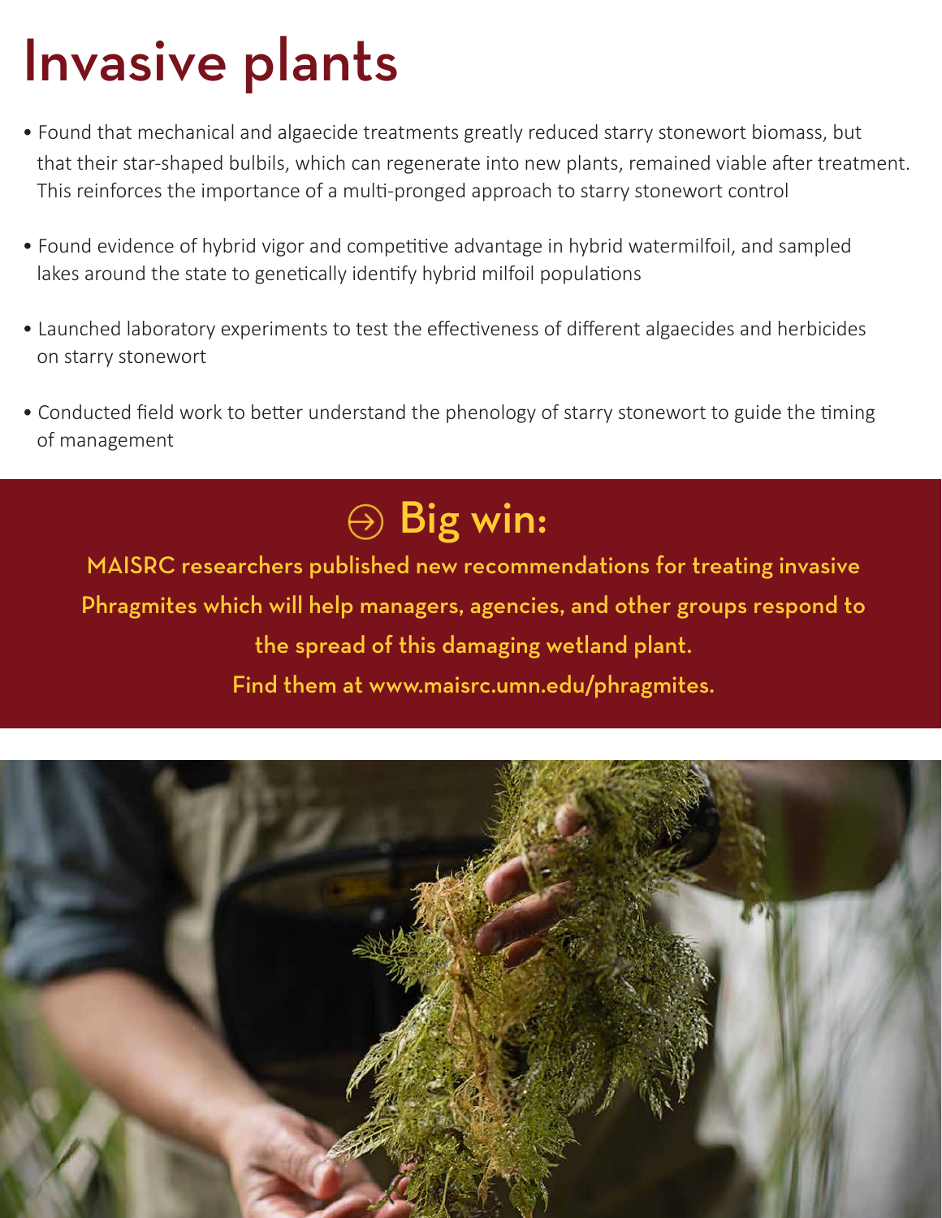# Invasive plants

- Found that mechanical and algaecide treatments greatly reduced starry stonewort biomass, but that their star-shaped bulbils, which can regenerate into new plants, remained viable after treatment. This reinforces the importance of a multi-pronged approach to starry stonewort control
- Found evidence of hybrid vigor and competitive advantage in hybrid watermilfoil, and sampled lakes around the state to genetically identify hybrid milfoil populations
- Launched laboratory experiments to test the effectiveness of different algaecides and herbicides on starry stonewort
- Conducted field work to better understand the phenology of starry stonewort to guide the timing of management

## Big win:

**MAISRC researchers published new recommendations for treating invasive Phragmites which will help managers, agencies, and other groups respond to the spread of this damaging wetland plant.**

**Find them at www.maisrc.umn.edu/phragmites.**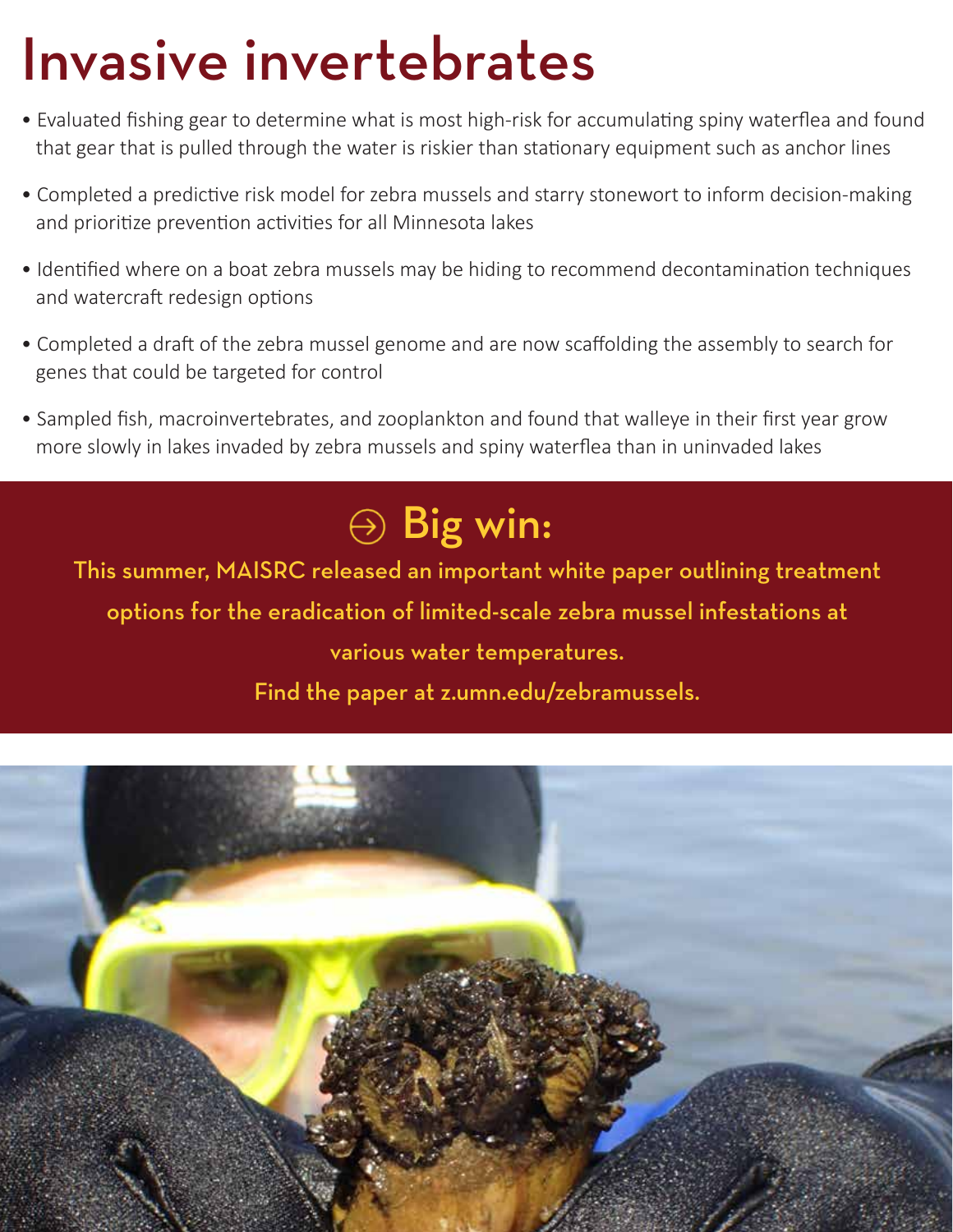# Invasive invertebrates

- Evaluated fishing gear to determine what is most high-risk for accumulating spiny waterflea and found that gear that is pulled through the water is riskier than stationary equipment such as anchor lines
- Completed a predictive risk model for zebra mussels and starry stonewort to inform decision-making and prioritize prevention activities for all Minnesota lakes
- Identified where on a boat zebra mussels may be hiding to recommend decontamination techniques and watercraft redesign options
- Completed a draft of the zebra mussel genome and are now scaffolding the assembly to search for genes that could be targeted for control
- Sampled fish, macroinvertebrates, and zooplankton and found that walleye in their first year grow more slowly in lakes invaded by zebra mussels and spiny waterflea than in uninvaded lakes

## Big win:

**This summer, MAISRC released an important white paper outlining treatment options for the eradication of limited-scale zebra mussel infestations at various water temperatures.**

**Find the paper at z.umn.edu/zebramussels.**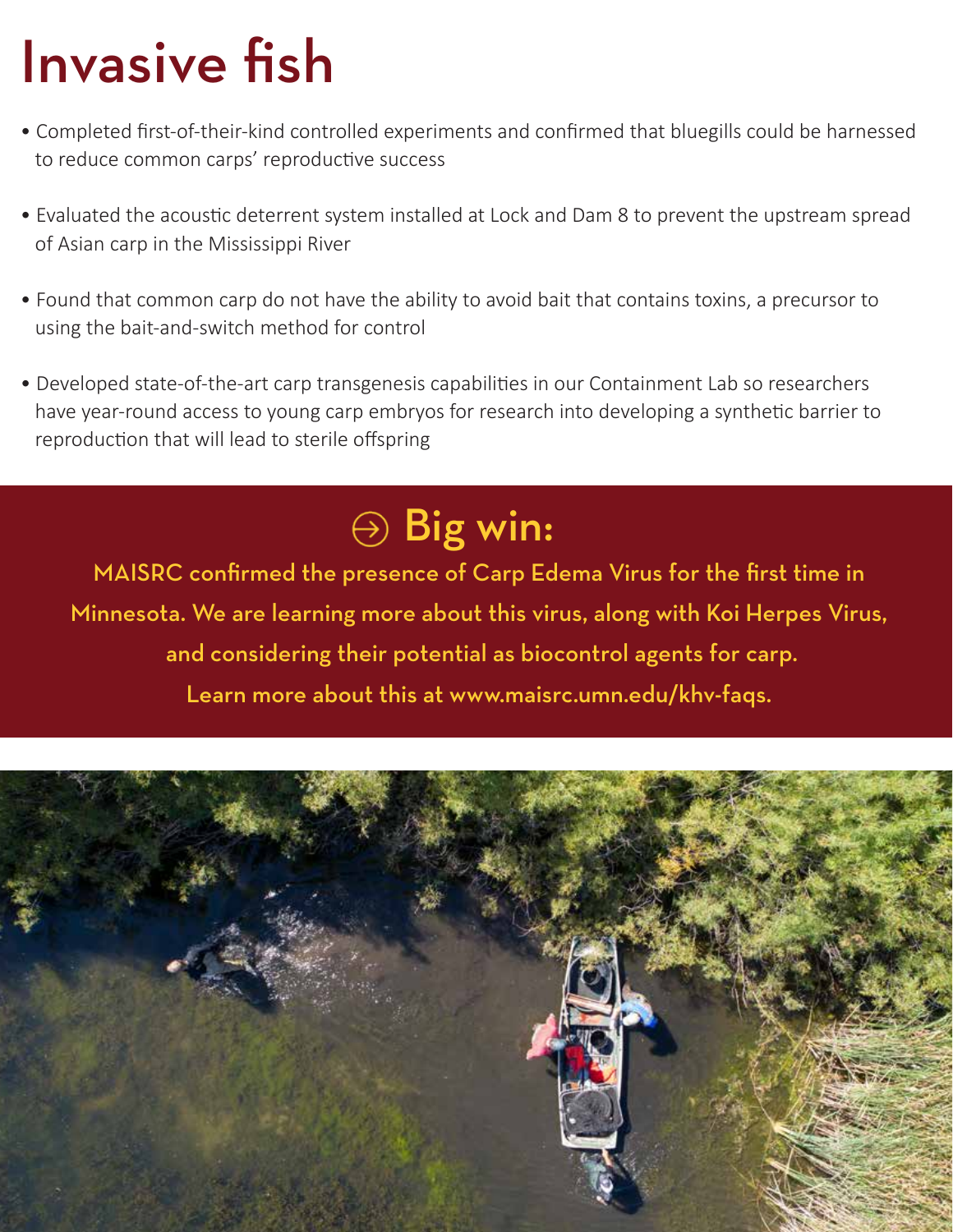# Invasive fish

- Completed first-of-their-kind controlled experiments and confirmed that bluegills could be harnessed to reduce common carps' reproductive success
- Evaluated the acoustic deterrent system installed at Lock and Dam 8 to prevent the upstream spread of Asian carp in the Mississippi River
- Found that common carp do not have the ability to avoid bait that contains toxins, a precursor to using the bait-and-switch method for control
- Developed state-of-the-art carp transgenesis capabilities in our Containment Lab so researchers have year-round access to young carp embryos for research into developing a synthetic barrier to reproduction that will lead to sterile offspring

## Big win:

**MAISRC confirmed the presence of Carp Edema Virus for the first time in Minnesota. We are learning more about this virus, along with Koi Herpes Virus, and considering their potential as biocontrol agents for carp. Learn more about this at www.maisrc.umn.edu/khv-faqs.**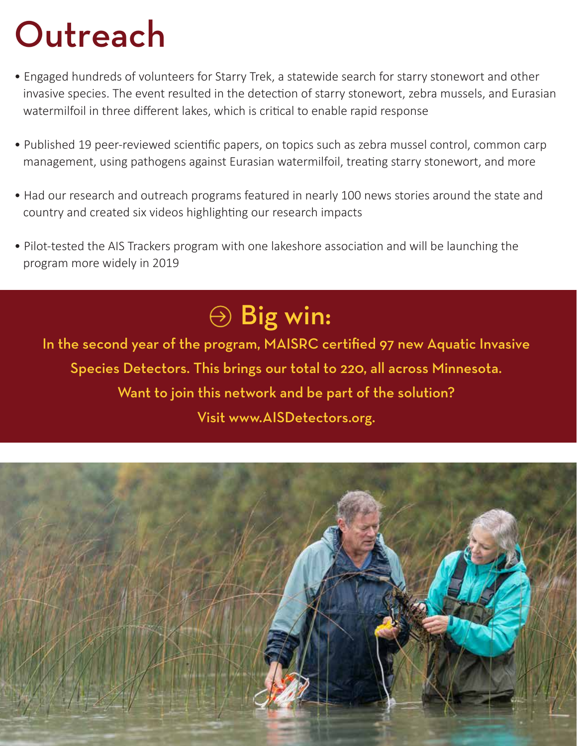# Outreach

- Engaged hundreds of volunteers for Starry Trek, a statewide search for starry stonewort and other invasive species. The event resulted in the detection of starry stonewort, zebra mussels, and Eurasian watermilfoil in three different lakes, which is critical to enable rapid response
- Published 19 peer-reviewed scientific papers, on topics such as zebra mussel control, common carp management, using pathogens against Eurasian watermilfoil, treating starry stonewort, and more
- Had our research and outreach programs featured in nearly 100 news stories around the state and country and created six videos highlighting our research impacts
- Pilot-tested the AIS Trackers program with one lakeshore association and will be launching the program more widely in 2019

## Big win:

In the second year of the program, MAISRC certified 97 new Aquatic Invasive Species Detectors. This brings our total to 220, all across Minnesota. Want to join this network and be part of the solution? Visit www.AISDetectors.org.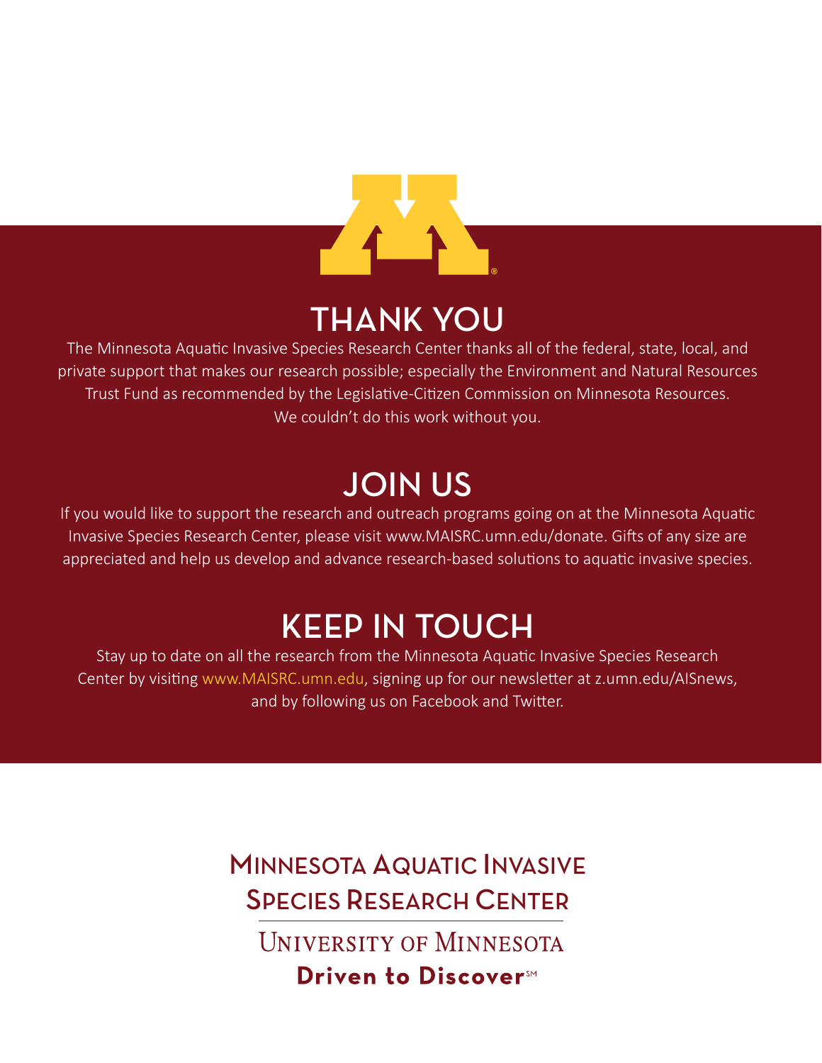# THANK YOU

The Minnesota Aquatic Invasive Species Research Center thanks all of the federal, state, local, and private support that makes our research possible; especially the Environment and Natural Resources Trust Fund as recommended by the Legislative-Citizen Commission on Minnesota Resources. We couldn't do this work without you.

# JOIN US

If you would like to support the research and outreach programs going on at the Minnesota Aquatic Invasive Species Research Center, please visit www.MAISRC.umn.edu/donate. Gifts of any size are appreciated and help us develop and advance research-based solutions to aquatic invasive species.

# KEEP IN TOUCH

Stay up to date on all the research from the Minnesota Aquatic Invasive Species Research Center by visiting www.MAISRC.umn.edu, signing up for our newsletter at z.umn.edu/AISnews, and by following us on Facebook and Twitter.

MINNESOTA AQUATIC INVASIVE SPECIES RESEARCH CENTER

UNIVERSITY OF MINNESOTA

**Driven to Discover**℠